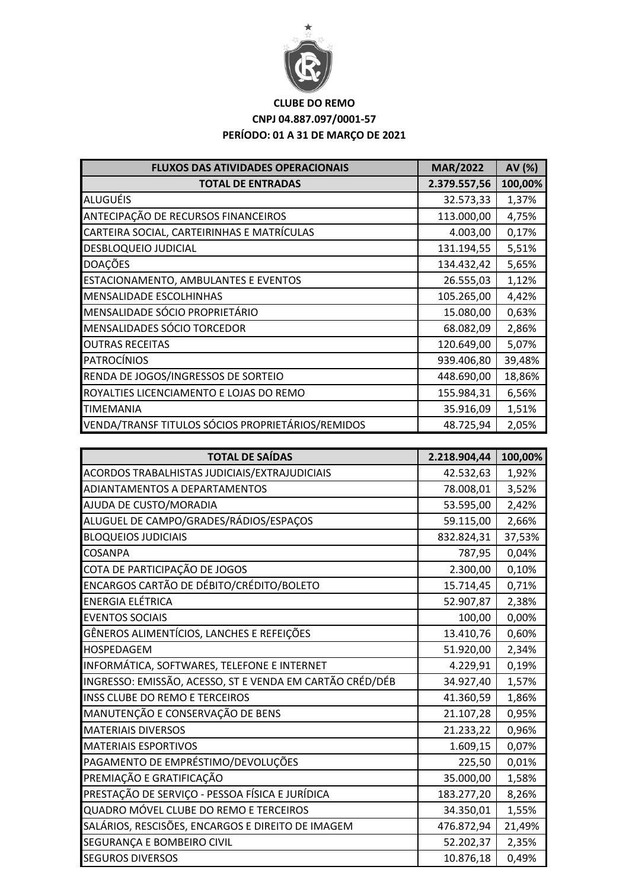**CLUBE DO REMO**

**CNPJ 04.887.097/0001-57**

**PERÍODO: 01 A 31 DE MARÇO DE 2021**

| FLUXOS DAS ATIVIDADES OPERACIONAIS | MAR/2022 | AV (%) |
|---|---|---|
| **TOTAL DE ENTRADAS** | **2.379.557,56** | **100,00%** |
| ALUGUÉIS | 32.573,33 | 1,37% |
| ANTECIPAÇÃO DE RECURSOS FINANCEIROS | 113.000,00 | 4,75% |
| CARTEIRA SOCIAL, CARTEIRINHAS E MATRÍCULAS | 4.003,00 | 0,17% |
| DESBLOQUEIO JUDICIAL | 131.194,55 | 5,51% |
| DOAÇÕES | 134.432,42 | 5,65% |
| ESTACIONAMENTO, AMBULANTES E EVENTOS | 26.555,03 | 1,12% |
| MENSALIDADE ESCOLHINHAS | 105.265,00 | 4,42% |
| MENSALIDADE SÓCIO PROPRIETÁRIO | 15.080,00 | 0,63% |
| MENSALIDADES SÓCIO TORCEDOR | 68.082,09 | 2,86% |
| OUTRAS RECEITAS | 120.649,00 | 5,07% |
| PATROCÍNIOS | 939.406,80 | 39,48% |
| RENDA DE JOGOS/INGRESSOS DE SORTEIO | 448.690,00 | 18,86% |
| ROYALTIES LICENCIAMENTO E LOJAS DO REMO | 155.984,31 | 6,56% |
| TIMEMANIA | 35.916,09 | 1,51% |
| VENDA/TRANSF TITULOS SÓCIOS PROPRIETÁRIOS/REMIDOS | 48.725,94 | 2,05% |

| TOTAL DE SAÍDAS | 2.218.904,44 | 100,00% |
|---|---|---|
| ACORDOS TRABALHISTAS JUDICIAIS/EXTRAJUDICIAIS | 42.532,63 | 1,92% |
| ADIANTAMENTOS A DEPARTAMENTOS | 78.008,01 | 3,52% |
| AJUDA DE CUSTO/MORADIA | 53.595,00 | 2,42% |
| ALUGUEL DE CAMPO/GRADES/RÁDIOS/ESPAÇOS | 59.115,00 | 2,66% |
| BLOQUEIOS JUDICIAIS | 832.824,31 | 37,53% |
| COSANPA | 787,95 | 0,04% |
| COTA DE PARTICIPAÇÃO DE JOGOS | 2.300,00 | 0,10% |
| ENCARGOS CARTÃO DE DÉBITO/CRÉDITO/BOLETO | 15.714,45 | 0,71% |
| ENERGIA ELÉTRICA | 52.907,87 | 2,38% |
| EVENTOS SOCIAIS | 100,00 | 0,00% |
| GÊNEROS ALIMENTÍCIOS, LANCHES E REFEIÇÕES | 13.410,76 | 0,60% |
| HOSPEDAGEM | 51.920,00 | 2,34% |
| INFORMÁTICA, SOFTWARES, TELEFONE E INTERNET | 4.229,91 | 0,19% |
| INGRESSO: EMISSÃO, ACESSO, ST E VENDA EM CARTÃO CRÉD/DÉB | 34.927,40 | 1,57% |
| INSS CLUBE DO REMO E TERCEIROS | 41.360,59 | 1,86% |
| MANUTENÇÃO E CONSERVAÇÃO DE BENS | 21.107,28 | 0,95% |
| MATERIAIS DIVERSOS | 21.233,22 | 0,96% |
| MATERIAIS ESPORTIVOS | 1.609,15 | 0,07% |
| PAGAMENTO DE EMPRÉSTIMO/DEVOLUÇÕES | 225,50 | 0,01% |
| PREMIAÇÃO E GRATIFICAÇÃO | 35.000,00 | 1,58% |
| PRESTAÇÃO DE SERVIÇO - PESSOA FÍSICA E JURÍDICA | 183.277,20 | 8,26% |
| QUADRO MÓVEL CLUBE DO REMO E TERCEIROS | 34.350,01 | 1,55% |
| SALÁRIOS, RESCISÕES, ENCARGOS E DIREITO DE IMAGEM | 476.872,94 | 21,49% |
| SEGURANÇA E BOMBEIRO CIVIL | 52.202,37 | 2,35% |
| SEGUROS DIVERSOS | 10.876,18 | 0,49% |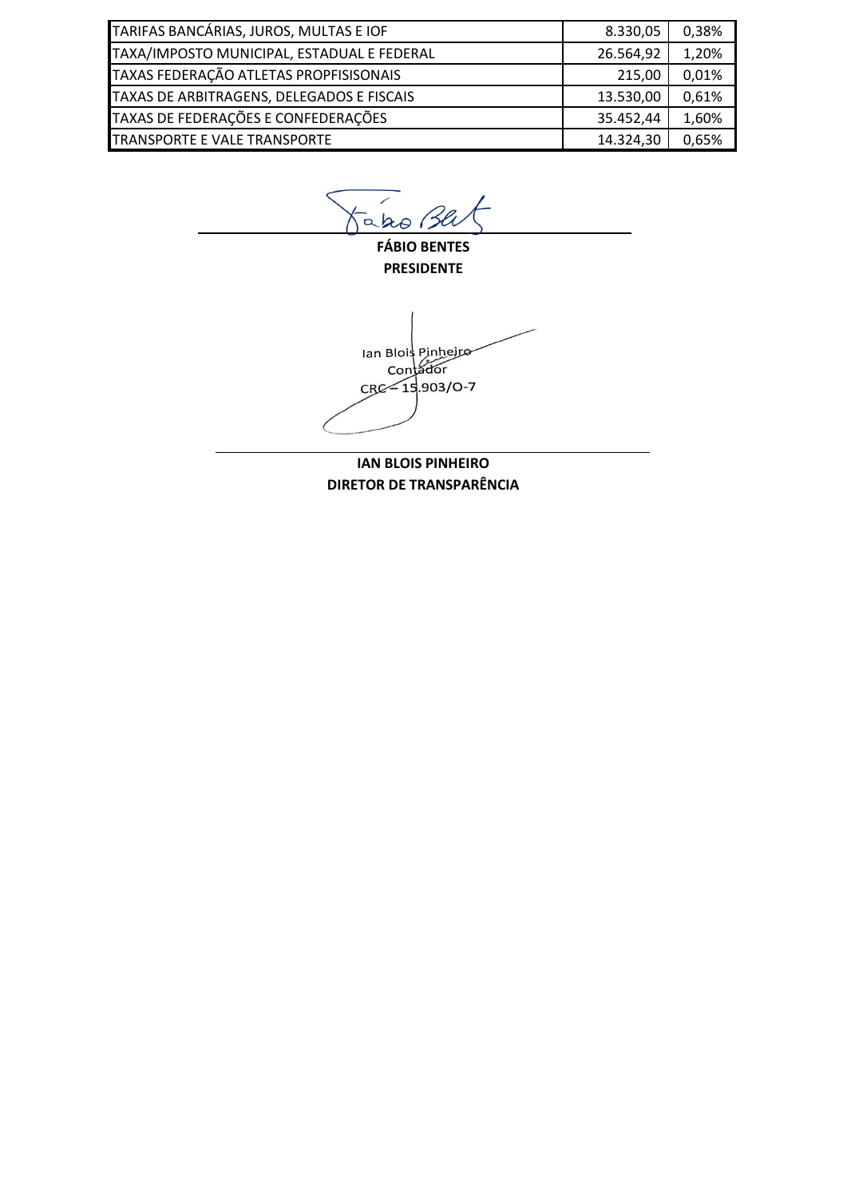| | | |
|---|---|---|
| TARIFAS BANCÁRIAS, JUROS, MULTAS E IOF | 8.330,05 | 0,38% |
| TAXA/IMPOSTO MUNICIPAL, ESTADUAL E FEDERAL | 26.564,92 | 1,20% |
| TAXAS FEDERAÇÃO ATLETAS PROPFISISONAIS | 215,00 | 0,01% |
| TAXAS DE ARBITRAGENS, DELEGADOS E FISCAIS | 13.530,00 | 0,61% |
| TAXAS DE FEDERAÇÕES E CONFEDERAÇÕES | 35.452,44 | 1,60% |
| TRANSPORTE E VALE TRANSPORTE | 14.324,30 | 0,65% |

**FÁBIO BENTES**
**PRESIDENTE**

Ian Blois Pinheiro
Contador
CRC – 15.903/O-7

**IAN BLOIS PINHEIRO**
**DIRETOR DE TRANSPARÊNCIA**